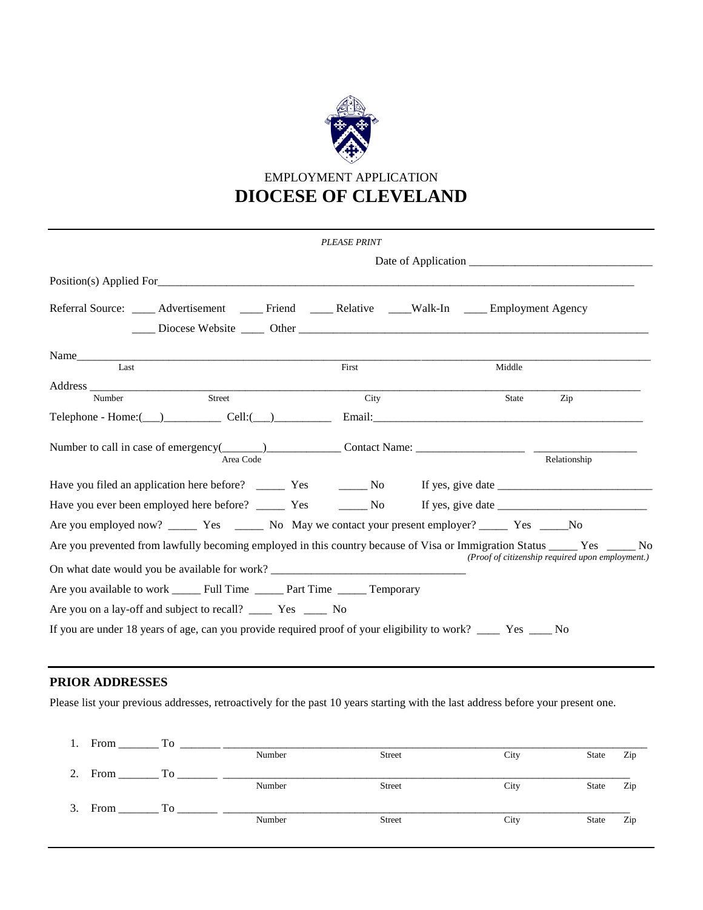EMPLOYMENT APPLICATION

# DIOCESE OF CLEVELAND

*PLEASE PRINT*

Date of Application ________________________________

Position(s) Applied For_______________________________________________________________________________

Referral Source: ____ Advertisement ____ Friend ____ Relative ____Walk-In ____ Employment Agency

____ Diocese Website ____ Other ______________________________________________________________

Name________________________________________________________________________________________
Last First Middle

Address ______________________________________________________________________________________
Number Street City State Zip

Telephone - Home:(___)_________ Cell:(___)_________ Email:_______________________________________________

Number to call in case of emergency(_______)____________ Contact Name: __________________ __________________
Area Code Relationship

Have you filed an application here before? _____ Yes _____ No If yes, give date __________________________

Have you ever been employed here before? _____ Yes _____ No If yes, give date __________________________

Are you employed now? _____ Yes _____ No May we contact your present employer? _____ Yes _____No

Are you prevented from lawfully becoming employed in this country because of Visa or Immigration Status _____ Yes _____ No
*(Proof of citizenship required upon employment.)*

On what date would you be available for work? ________________________________

Are you available to work _____ Full Time _____ Part Time _____ Temporary

Are you on a lay-off and subject to recall? ____ Yes ____ No

If you are under 18 years of age, can you provide required proof of your eligibility to work? ____ Yes ____ No

## PRIOR ADDRESSES

Please list your previous addresses, retroactively for the past 10 years starting with the last address before your present one.

1. From _______ To _______ ____________________________________________________________________________
Number Street City State Zip

2. From _______ To _______ ____________________________________________________________________________
Number Street City State Zip

3. From _______ To _______ ____________________________________________________________________________
Number Street City State Zip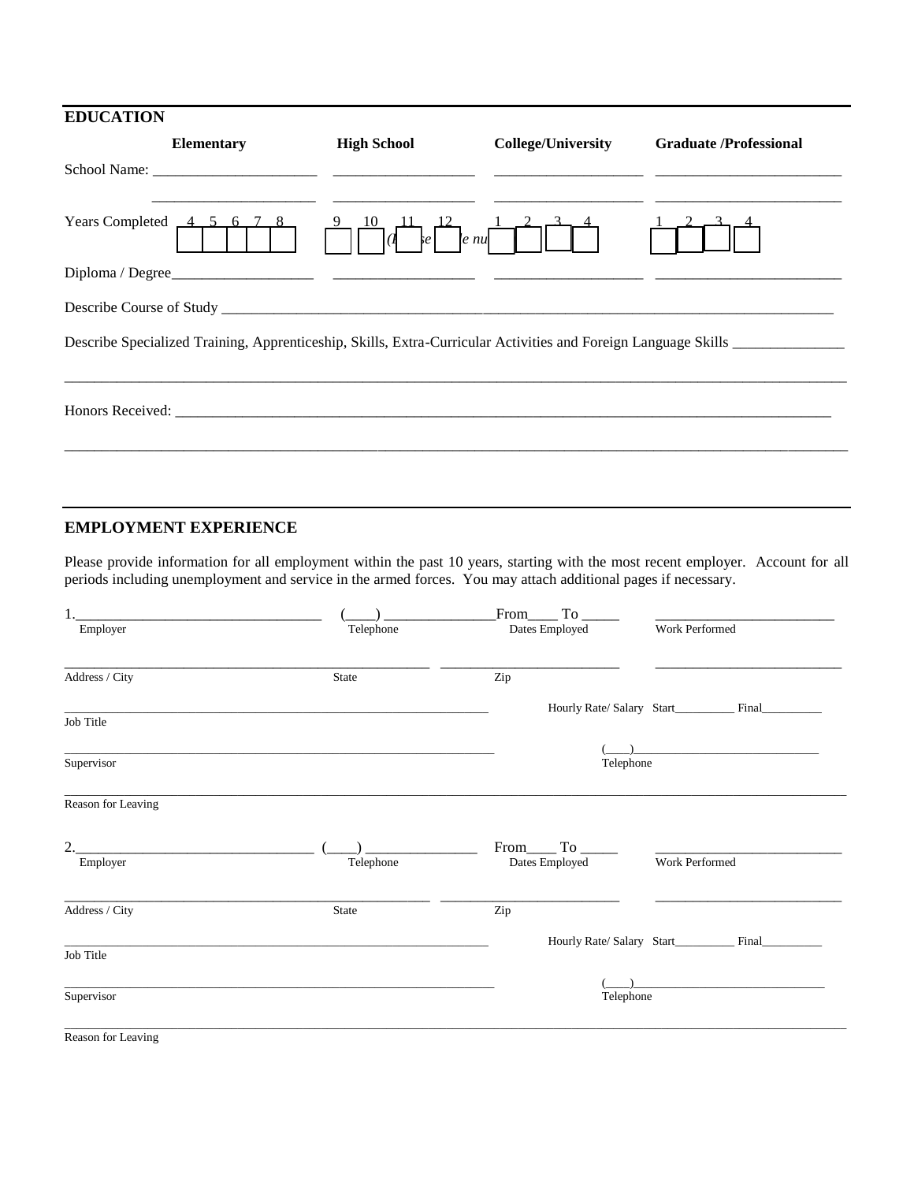## EDUCATION

| | Elementary | High School | College/University | Graduate /Professional |
|---|---|---|---|---|
| School Name: | ______________________ | ___________________ | ____________________ | _________________________ |
| | ______________________ | ___________________ | ____________________ | _________________________ |
| Years Completed | 4 5 6 7 8 | 9 10 11 12 *(Please circle number)* | 1 2 3 4 | 1 2 3 4 |
| Diploma / Degree | ___________________ | ___________________ | ____________________ | _________________________ |

Describe Course of Study ____________________________________________________________________________

Describe Specialized Training, Apprenticeship, Skills, Extra-Curricular Activities and Foreign Language Skills _______________

______________________________________________________________________________________________

Honors Received: _________________________________________________________________________________

______________________________________________________________________________________________

## EMPLOYMENT EXPERIENCE

Please provide information for all employment within the past 10 years, starting with the most recent employer. Account for all periods including unemployment and service in the armed forces. You may attach additional pages if necessary.

1.__________________________________ (____) _______________ From____ To _____ _________________________
Employer | Telephone | Dates Employed | Work Performed

___________________________________________________ __________________________ ___________________________
Address / City | State | Zip

____________________________________________________________________ Hourly Rate/ Salary Start__________ Final__________
Job Title

____________________________________________________________________ (____)______________________________
Supervisor | Telephone

______________________________________________________________________________________________
Reason for Leaving

2.__________________________________ (____) _______________ From____ To _____ _________________________
Employer | Telephone | Dates Employed | Work Performed

___________________________________________________ __________________________ ___________________________
Address / City | State | Zip

____________________________________________________________________ Hourly Rate/ Salary Start__________ Final__________
Job Title

____________________________________________________________________ (____)______________________________
Supervisor | Telephone

______________________________________________________________________________________________
Reason for Leaving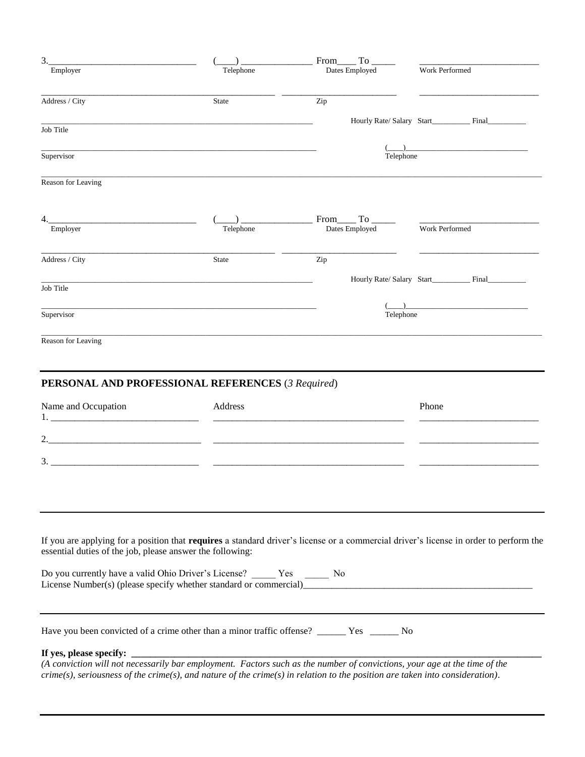3.________________________________ (____) _______________ From____ To _____ ___________________________

Employer | Telephone | Dates Employed | Work Performed

_____________________________________________ _________________________ ___________________________

Address / City | State | Zip

_________________________________________________________________ Hourly Rate/ Salary Start__________ Final__________

Job Title

_________________________________________________________________ (____)_______________________________

Supervisor | Telephone

_____________________________________________________________________________________________________

Reason for Leaving

4.________________________________ (____) _______________ From____ To _____ ___________________________

Employer | Telephone | Dates Employed | Work Performed

_____________________________________________ _________________________ ___________________________

Address / City | State | Zip

_________________________________________________________________ Hourly Rate/ Salary Start__________ Final__________

Job Title

_________________________________________________________________ (____)_______________________________

Supervisor | Telephone

_____________________________________________________________________________________________________

Reason for Leaving

## PERSONAL AND PROFESSIONAL REFERENCES (*3 Required*)

| Name and Occupation | Address | Phone |
|---|---|---|
| 1. _______________________________ | ________________________________________ | _________________________ |
| 2._______________________________ | ________________________________________ | _________________________ |
| 3. _______________________________ | ________________________________________ | _________________________ |

---

If you are applying for a position that **requires** a standard driver's license or a commercial driver's license in order to perform the essential duties of the job, please answer the following:

Do you currently have a valid Ohio Driver's License? _____ Yes _____ No

License Number(s) (please specify whether standard or commercial)__________________________________________________

---

Have you been convicted of a crime other than a minor traffic offense? ______ Yes ______ No

**If yes, please specify:** ____________________________________________________________________________

*(A conviction will not necessarily bar employment. Factors such as the number of convictions, your age at the time of the crime(s), seriousness of the crime(s), and nature of the crime(s) in relation to the position are taken into consideration)*.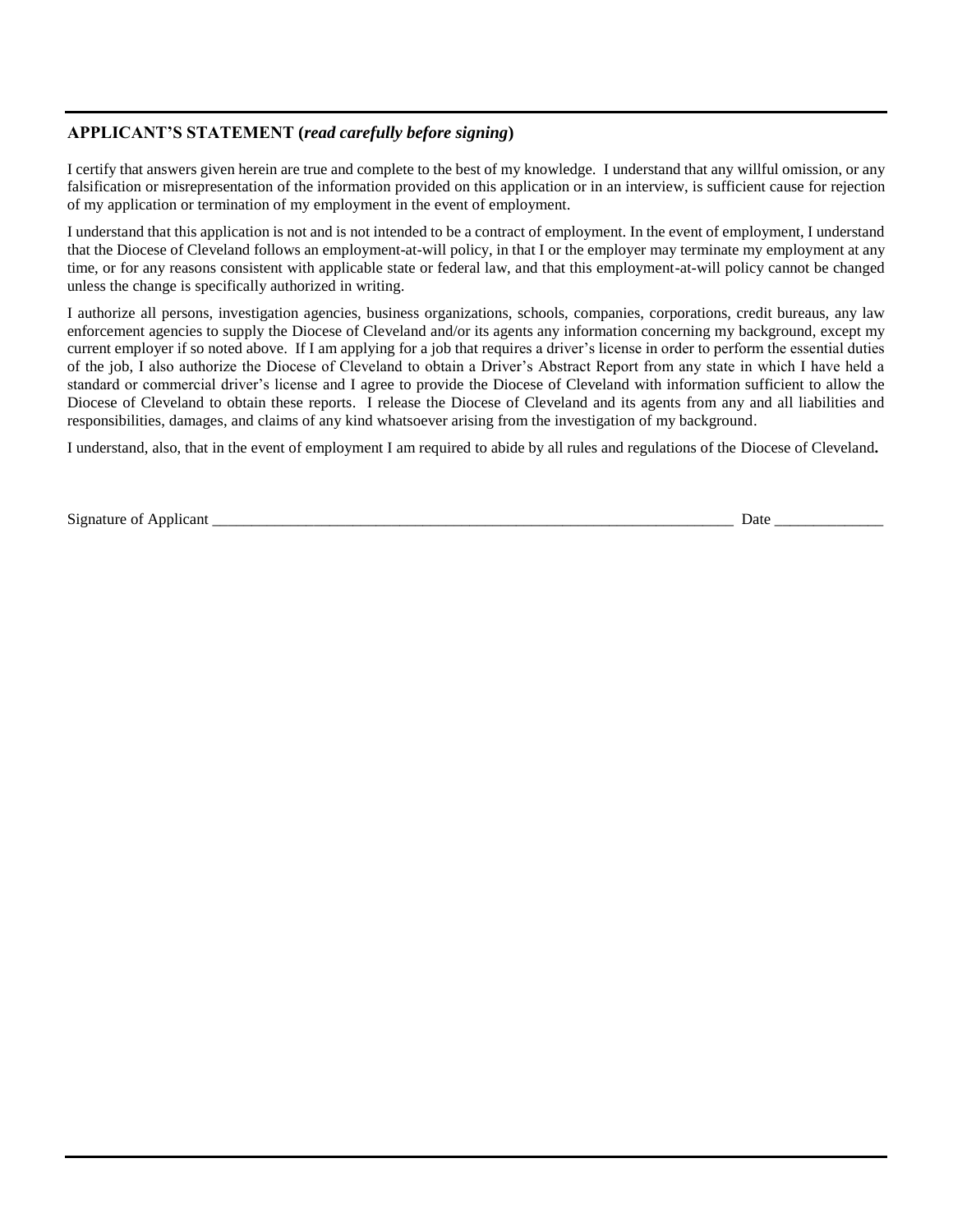## APPLICANT'S STATEMENT (*read carefully before signing*)

I certify that answers given herein are true and complete to the best of my knowledge. I understand that any willful omission, or any falsification or misrepresentation of the information provided on this application or in an interview, is sufficient cause for rejection of my application or termination of my employment in the event of employment.

I understand that this application is not and is not intended to be a contract of employment. In the event of employment, I understand that the Diocese of Cleveland follows an employment-at-will policy, in that I or the employer may terminate my employment at any time, or for any reasons consistent with applicable state or federal law, and that this employment-at-will policy cannot be changed unless the change is specifically authorized in writing.

I authorize all persons, investigation agencies, business organizations, schools, companies, corporations, credit bureaus, any law enforcement agencies to supply the Diocese of Cleveland and/or its agents any information concerning my background, except my current employer if so noted above. If I am applying for a job that requires a driver's license in order to perform the essential duties of the job, I also authorize the Diocese of Cleveland to obtain a Driver's Abstract Report from any state in which I have held a standard or commercial driver's license and I agree to provide the Diocese of Cleveland with information sufficient to allow the Diocese of Cleveland to obtain these reports. I release the Diocese of Cleveland and its agents from any and all liabilities and responsibilities, damages, and claims of any kind whatsoever arising from the investigation of my background.

I understand, also, that in the event of employment I am required to abide by all rules and regulations of the Diocese of Cleveland**.**

Signature of Applicant ______________________________________________________________________ Date ______________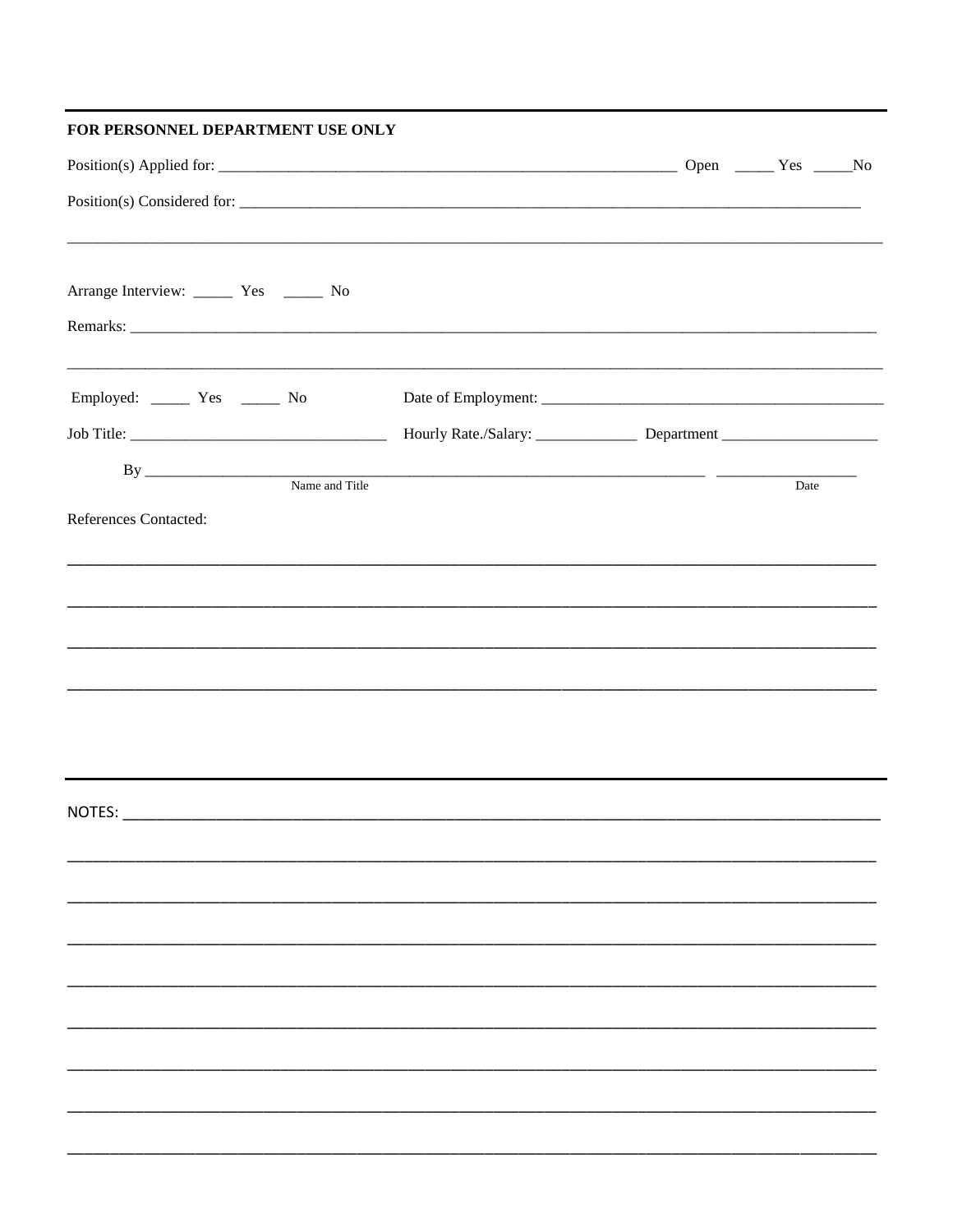**FOR PERSONNEL DEPARTMENT USE ONLY**

Position(s) Applied for: ______________________________________________________________ Open _____ Yes _____No

Position(s) Considered for: ________________________________________________________________________________

______________________________________________________________________________________________________

Arrange Interview: _____ Yes _____ No

Remarks: ______________________________________________________________________________________________

______________________________________________________________________________________________________

Employed: _____ Yes _____ No Date of Employment: _____________________________________________

Job Title: ________________________________ Hourly Rate./Salary: _____________ Department ____________________

By __________________________________________________________________________ _________________

Name and Title Date

References Contacted:

______________________________________________________________________________________________________

______________________________________________________________________________________________________

______________________________________________________________________________________________________

______________________________________________________________________________________________________

NOTES: ________________________________________________________________________________________________

______________________________________________________________________________________________________

______________________________________________________________________________________________________

______________________________________________________________________________________________________

______________________________________________________________________________________________________

______________________________________________________________________________________________________

______________________________________________________________________________________________________

______________________________________________________________________________________________________

______________________________________________________________________________________________________